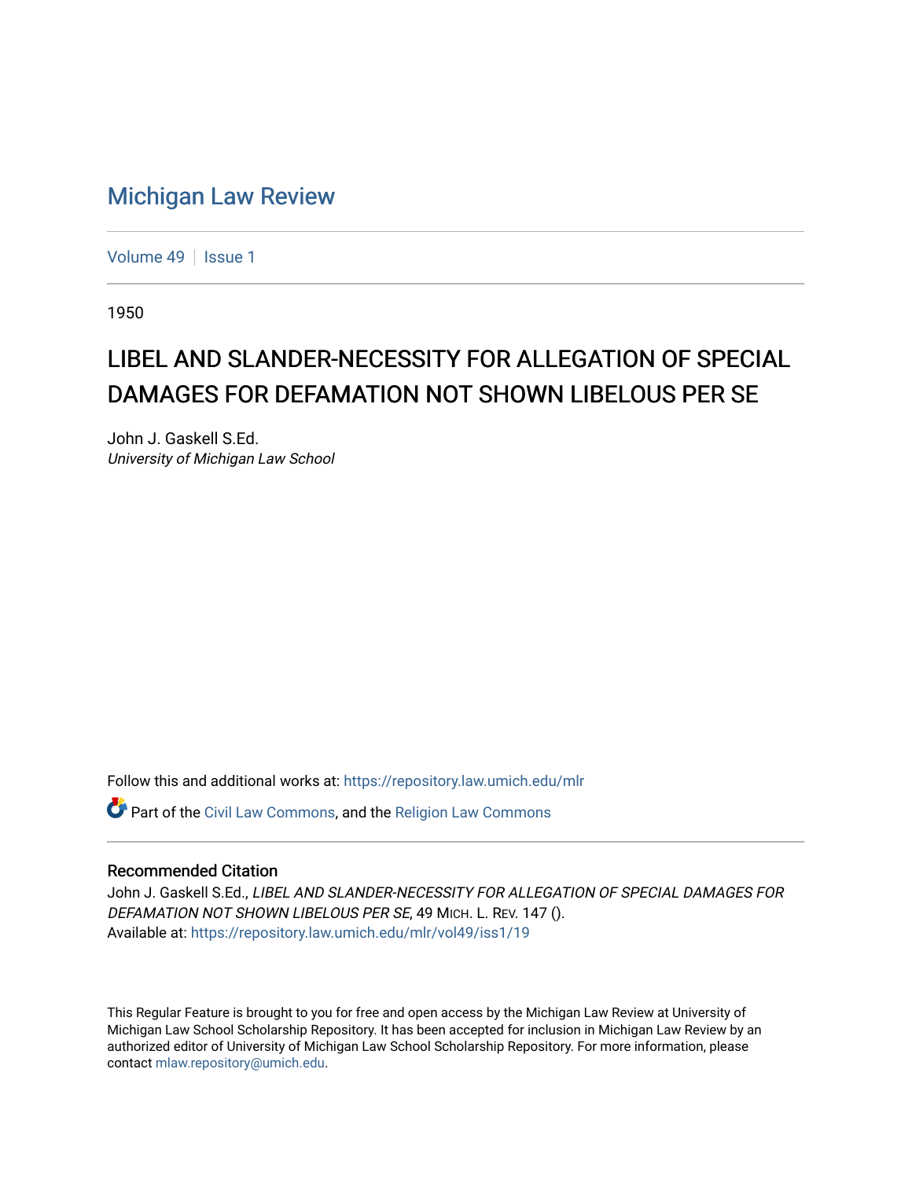# Michigan Law Review

Volume 49 | Issue 1

1950

## LIBEL AND SLANDER-NECESSITY FOR ALLEGATION OF SPECIAL DAMAGES FOR DEFAMATION NOT SHOWN LIBELOUS PER SE

John J. Gaskell S.Ed.
*University of Michigan Law School*

Follow this and additional works at: https://repository.law.umich.edu/mlr

Part of the Civil Law Commons, and the Religion Law Commons

### Recommended Citation

John J. Gaskell S.Ed., *LIBEL AND SLANDER-NECESSITY FOR ALLEGATION OF SPECIAL DAMAGES FOR DEFAMATION NOT SHOWN LIBELOUS PER SE*, 49 MICH. L. REV. 147 ().
Available at: https://repository.law.umich.edu/mlr/vol49/iss1/19

This Regular Feature is brought to you for free and open access by the Michigan Law Review at University of Michigan Law School Scholarship Repository. It has been accepted for inclusion in Michigan Law Review by an authorized editor of University of Michigan Law School Scholarship Repository. For more information, please contact mlaw.repository@umich.edu.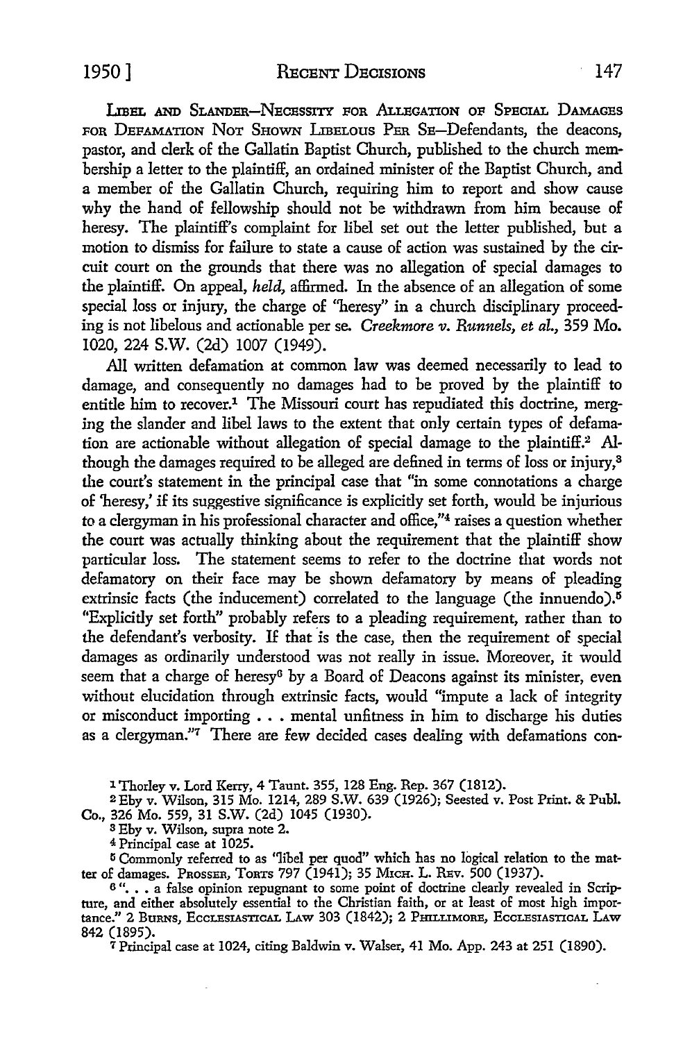LIBEL AND SLANDER—NECESSITY FOR ALLEGATION OF SPECIAL DAMAGES FOR DEFAMATION NOT SHOWN LIBELOUS PER SE—Defendants, the deacons, pastor, and clerk of the Gallatin Baptist Church, published to the church membership a letter to the plaintiff, an ordained minister of the Baptist Church, and a member of the Gallatin Church, requiring him to report and show cause why the hand of fellowship should not be withdrawn from him because of heresy. The plaintiff's complaint for libel set out the letter published, but a motion to dismiss for failure to state a cause of action was sustained by the circuit court on the grounds that there was no allegation of special damages to the plaintiff. On appeal, *held*, affirmed. In the absence of an allegation of some special loss or injury, the charge of "heresy" in a church disciplinary proceeding is not libelous and actionable per se. *Creekmore v. Runnels, et al.*, 359 Mo. 1020, 224 S.W. (2d) 1007 (1949).

All written defamation at common law was deemed necessarily to lead to damage, and consequently no damages had to be proved by the plaintiff to entitle him to recover.[1] The Missouri court has repudiated this doctrine, merging the slander and libel laws to the extent that only certain types of defamation are actionable without allegation of special damage to the plaintiff.[2] Although the damages required to be alleged are defined in terms of loss or injury,[3] the court's statement in the principal case that "in some connotations a charge of 'heresy,' if its suggestive significance is explicitly set forth, would be injurious to a clergyman in his professional character and office,"[4] raises a question whether the court was actually thinking about the requirement that the plaintiff show particular loss. The statement seems to refer to the doctrine that words not defamatory on their face may be shown defamatory by means of pleading extrinsic facts (the inducement) correlated to the language (the innuendo).[5] "Explicitly set forth" probably refers to a pleading requirement, rather than to the defendant's verbosity. If that is the case, then the requirement of special damages as ordinarily understood was not really in issue. Moreover, it would seem that a charge of heresy[6] by a Board of Deacons against its minister, even without elucidation through extrinsic facts, would "impute a lack of integrity or misconduct importing . . . mental unfitness in him to discharge his duties as a clergyman."[7] There are few decided cases dealing with defamations con-

---

[1] Thorley v. Lord Kerry, 4 Taunt. 355, 128 Eng. Rep. 367 (1812).

[2] Eby v. Wilson, 315 Mo. 1214, 289 S.W. 639 (1926); Seested v. Post Print. & Publ. Co., 326 Mo. 559, 31 S.W. (2d) 1045 (1930).

[3] Eby v. Wilson, supra note 2.

[4] Principal case at 1025.

[5] Commonly referred to as "libel per quod" which has no logical relation to the matter of damages. PROSSER, TORTS 797 (1941); 35 MICH. L. REV. 500 (1937).

[6] ". . . a false opinion repugnant to some point of doctrine clearly revealed in Scripture, and either absolutely essential to the Christian faith, or at least of most high importance." 2 BURNS, ECCLESIASTICAL LAW 303 (1842); 2 PHILLIMORE, ECCLESIASTICAL LAW 842 (1895).

[7] Principal case at 1024, citing Baldwin v. Walser, 41 Mo. App. 243 at 251 (1890).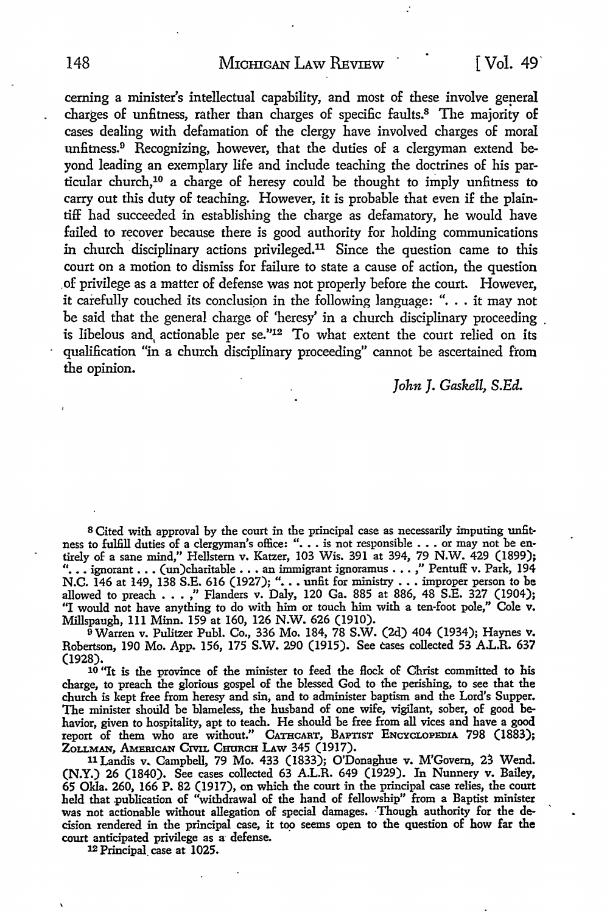cerning a minister's intellectual capability, and most of these involve general charges of unfitness, rather than charges of specific faults.[8] The majority of cases dealing with defamation of the clergy have involved charges of moral unfitness.[9] Recognizing, however, that the duties of a clergyman extend beyond leading an exemplary life and include teaching the doctrines of his particular church,[10] a charge of heresy could be thought to imply unfitness to carry out this duty of teaching. However, it is probable that even if the plaintiff had succeeded in establishing the charge as defamatory, he would have failed to recover because there is good authority for holding communications in church disciplinary actions privileged.[11] Since the question came to this court on a motion to dismiss for failure to state a cause of action, the question of privilege as a matter of defense was not properly before the court. However, it carefully couched its conclusion in the following language: ". . . it may not be said that the general charge of 'heresy' in a church disciplinary proceeding is libelous and actionable per se."[12] To what extent the court relied on its qualification "in a church disciplinary proceeding" cannot be ascertained from the opinion.

*John J. Gaskell, S.Ed.*

---

[8] Cited with approval by the court in the principal case as necessarily imputing unfitness to fulfill duties of a clergyman's office: ". . . is not responsible . . . or may not be entirely of a sane mind," Hellstern v. Katzer, 103 Wis. 391 at 394, 79 N.W. 429 (1899); ". . . ignorant . . . (un)charitable . . . an immigrant ignoramus . . . ," Pentuff v. Park, 194 N.C. 146 at 149, 138 S.E. 616 (1927); ". . . unfit for ministry . . . improper person to be allowed to preach . . . ," Flanders v. Daly, 120 Ga. 885 at 886, 48 S.E. 327 (1904); "I would not have anything to do with him or touch him with a ten-foot pole," Cole v. Millspaugh, 111 Minn. 159 at 160, 126 N.W. 626 (1910).

[9] Warren v. Pulitzer Publ. Co., 336 Mo. 184, 78 S.W. (2d) 404 (1934); Haynes v. Robertson, 190 Mo. App. 156, 175 S.W. 290 (1915). See cases collected 53 A.L.R. 637 (1928).

[10] "It is the province of the minister to feed the flock of Christ committed to his charge, to preach the glorious gospel of the blessed God to the perishing, to see that the church is kept free from heresy and sin, and to administer baptism and the Lord's Supper. The minister should be blameless, the husband of one wife, vigilant, sober, of good behavior, given to hospitality, apt to teach. He should be free from all vices and have a good report of them who are without." CATHCART, BAPTIST ENCYCLOPEDIA 798 (1883); ZOLLMAN, AMERICAN CIVIL CHURCH LAW 345 (1917).

[11] Landis v. Campbell, 79 Mo. 433 (1833); O'Donaghue v. M'Govern, 23 Wend. (N.Y.) 26 (1840). See cases collected 63 A.L.R. 649 (1929). In Nunnery v. Bailey, 65 Okla. 260, 166 P. 82 (1917), on which the court in the principal case relies, the court held that publication of "withdrawal of the hand of fellowship" from a Baptist minister was not actionable without allegation of special damages. Though authority for the decision rendered in the principal case, it too seems open to the question of how far the court anticipated privilege as a defense.

[12] Principal case at 1025.